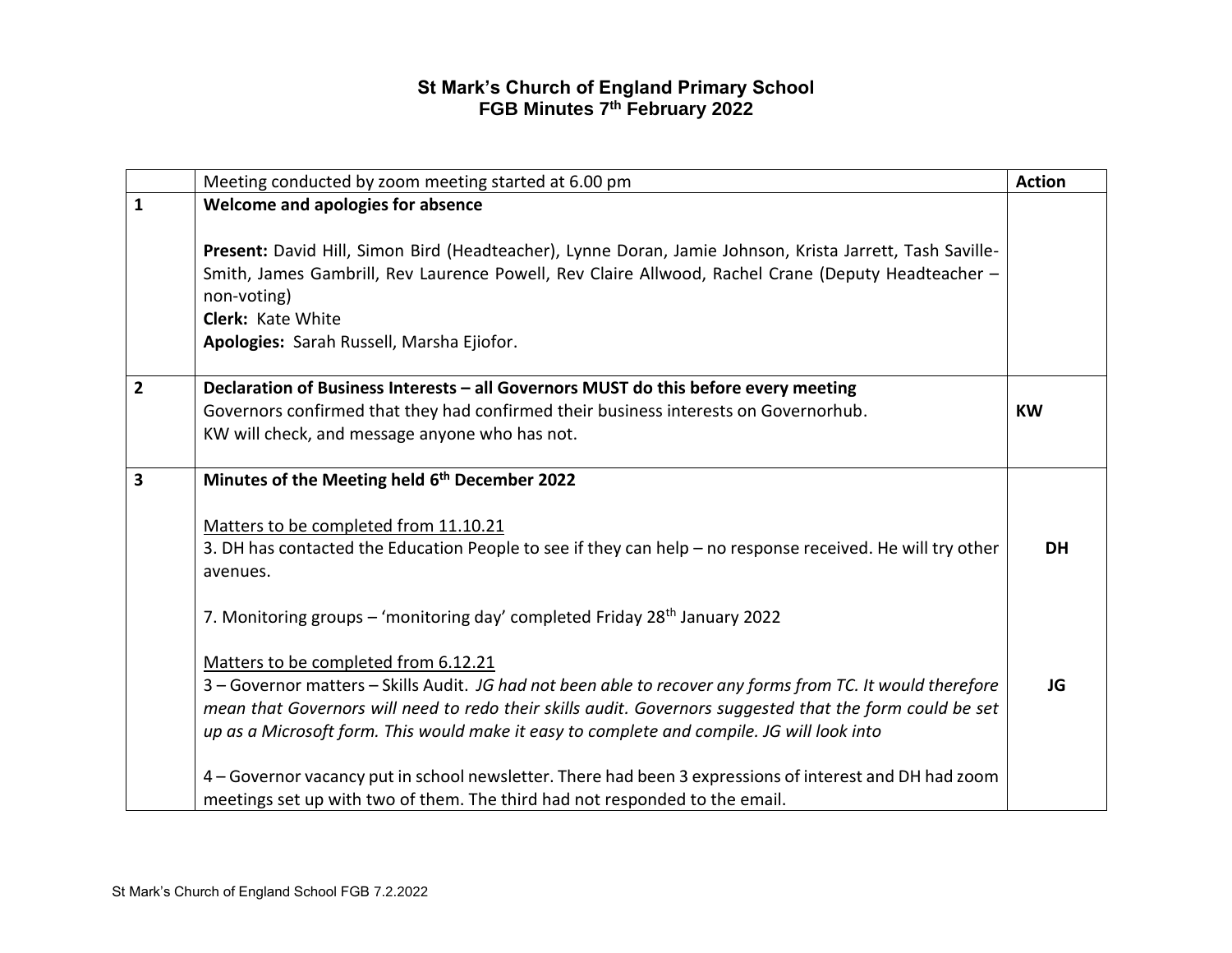# St Mark's Church of England Primary School
## FGB Minutes 7th February 2022

| | Meeting conducted by zoom meeting started at 6.00 pm | **Action** |
|---|---|---|
| **1** | **Welcome and apologies for absence**<br><br>**Present:** David Hill, Simon Bird (Headteacher), Lynne Doran, Jamie Johnson, Krista Jarrett, Tash Saville-Smith, James Gambrill, Rev Laurence Powell, Rev Claire Allwood, Rachel Crane (Deputy Headteacher – non-voting)<br>**Clerk:** Kate White<br>**Apologies:** Sarah Russell, Marsha Ejiofor. | |
| **2** | **Declaration of Business Interests – all Governors MUST do this before every meeting**<br>Governors confirmed that they had confirmed their business interests on Governorhub.<br>KW will check, and message anyone who has not. | **KW** |
| **3** | **Minutes of the Meeting held 6th December 2022**<br><br><u>Matters to be completed from 11.10.21</u><br>3. DH has contacted the Education People to see if they can help – no response received. He will try other avenues.<br><br>7. Monitoring groups – 'monitoring day' completed Friday 28th January 2022<br><br><u>Matters to be completed from 6.12.21</u><br>3 – Governor matters – Skills Audit. *JG had not been able to recover any forms from TC. It would therefore mean that Governors will need to redo their skills audit. Governors suggested that the form could be set up as a Microsoft form. This would make it easy to complete and compile. JG will look into*<br><br>4 – Governor vacancy put in school newsletter. There had been 3 expressions of interest and DH had zoom meetings set up with two of them. The third had not responded to the email. | **DH**<br><br><br><br><br>**JG** |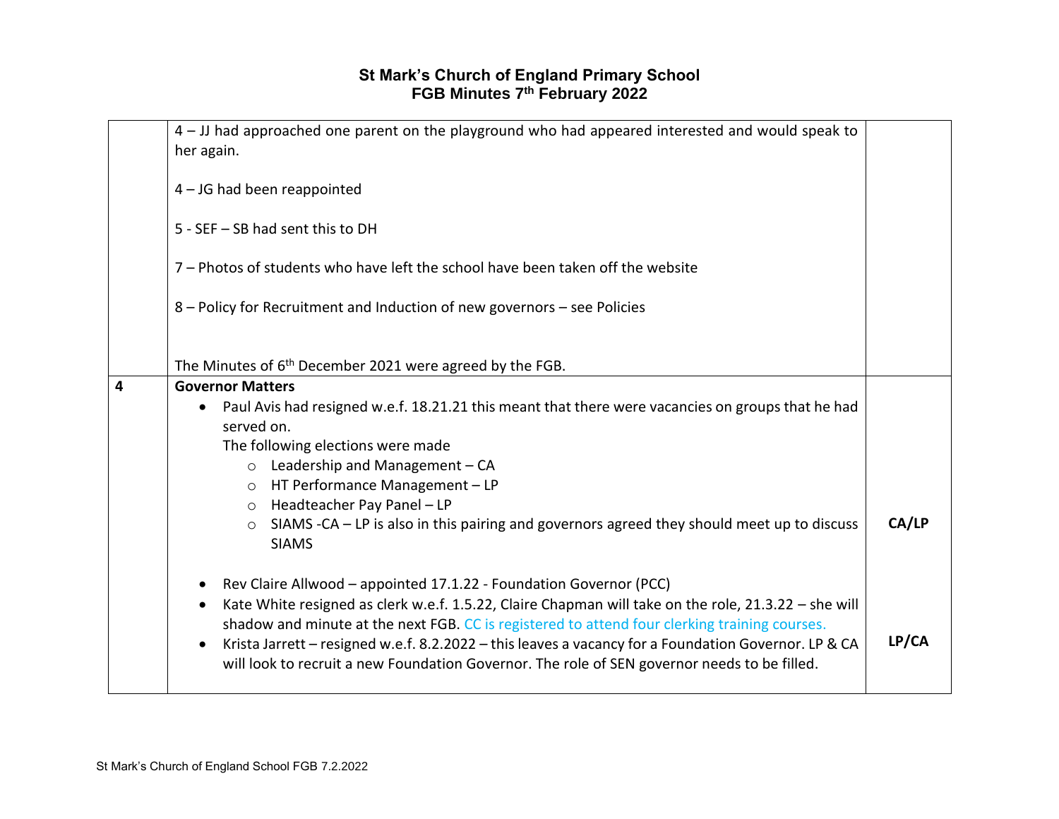# St Mark's Church of England Primary School
## FGB Minutes 7th February 2022

| | | |
|---|---|---|
| | 4 – JJ had approached one parent on the playground who had appeared interested and would speak to her again.<br><br>4 – JG had been reappointed<br><br>5 - SEF – SB had sent this to DH<br><br>7 – Photos of students who have left the school have been taken off the website<br><br>8 – Policy for Recruitment and Induction of new governors – see Policies<br><br>The Minutes of 6th December 2021 were agreed by the FGB. | |
| **4** | **Governor Matters**<br>• Paul Avis had resigned w.e.f. 18.21.21 this meant that there were vacancies on groups that he had served on.<br>The following elections were made<br>○ Leadership and Management – CA<br>○ HT Performance Management – LP<br>○ Headteacher Pay Panel – LP<br>○ SIAMS -CA – LP is also in this pairing and governors agreed they should meet up to discuss SIAMS | **CA/LP** |
| | • Rev Claire Allwood – appointed 17.1.22 - Foundation Governor (PCC)<br>• Kate White resigned as clerk w.e.f. 1.5.22, Claire Chapman will take on the role, 21.3.22 – she will shadow and minute at the next FGB. CC is registered to attend four clerking training courses.<br>• Krista Jarrett – resigned w.e.f. 8.2.2022 – this leaves a vacancy for a Foundation Governor. LP & CA will look to recruit a new Foundation Governor. The role of SEN governor needs to be filled. | **LP/CA** |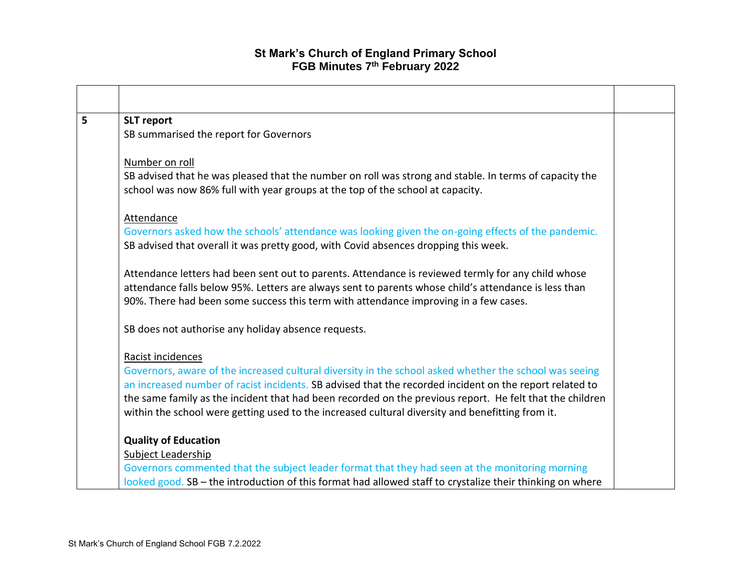# St Mark's Church of England Primary School
## FGB Minutes 7th February 2022

| | | |
|---|---|---|
| 5 | **SLT report**<br>SB summarised the report for Governors<br><br>Number on roll<br>SB advised that he was pleased that the number on roll was strong and stable. In terms of capacity the school was now 86% full with year groups at the top of the school at capacity.<br><br>Attendance<br>Governors asked how the schools' attendance was looking given the on-going effects of the pandemic. SB advised that overall it was pretty good, with Covid absences dropping this week.<br><br>Attendance letters had been sent out to parents. Attendance is reviewed termly for any child whose attendance falls below 95%. Letters are always sent to parents whose child's attendance is less than 90%. There had been some success this term with attendance improving in a few cases.<br><br>SB does not authorise any holiday absence requests.<br><br>Racist incidences<br>Governors, aware of the increased cultural diversity in the school asked whether the school was seeing an increased number of racist incidents. SB advised that the recorded incident on the report related to the same family as the incident that had been recorded on the previous report. He felt that the children within the school were getting used to the increased cultural diversity and benefitting from it.<br><br>**Quality of Education**<br>Subject Leadership<br>Governors commented that the subject leader format that they had seen at the monitoring morning looked good. SB – the introduction of this format had allowed staff to crystalize their thinking on where | |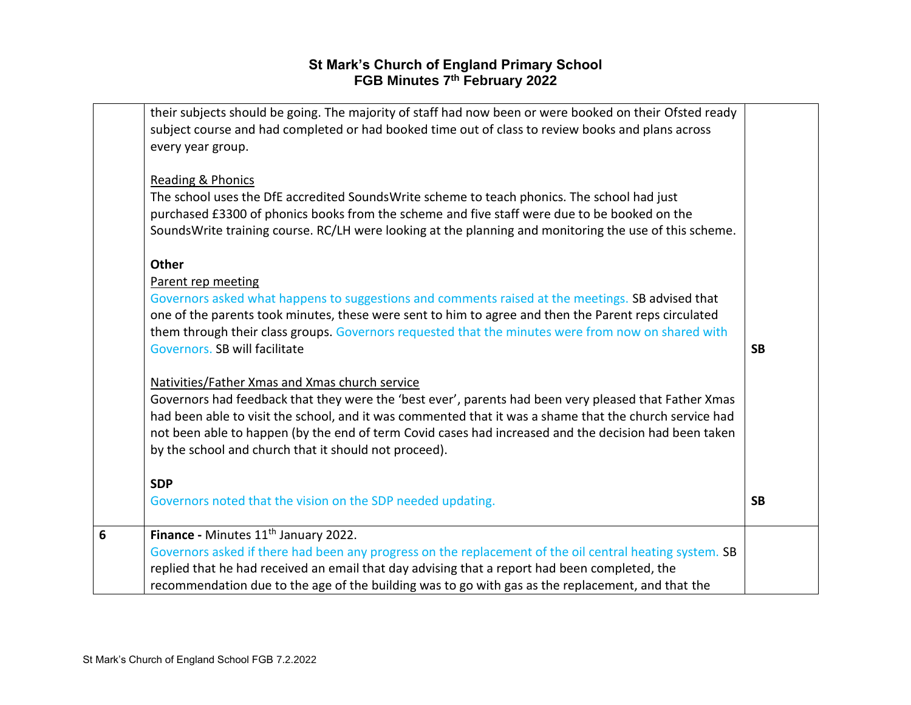# St Mark's Church of England Primary School
## FGB Minutes 7th February 2022

| | | |
|---|---|---|
| | their subjects should be going. The majority of staff had now been or were booked on their Ofsted ready subject course and had completed or had booked time out of class to review books and plans across every year group.<br><br><u>Reading & Phonics</u><br>The school uses the DfE accredited SoundsWrite scheme to teach phonics. The school had just purchased £3300 of phonics books from the scheme and five staff were due to be booked on the SoundsWrite training course. RC/LH were looking at the planning and monitoring the use of this scheme.<br><br>**Other**<br><u>Parent rep meeting</u><br>Governors asked what happens to suggestions and comments raised at the meetings. SB advised that one of the parents took minutes, these were sent to him to agree and then the Parent reps circulated them through their class groups. Governors requested that the minutes were from now on shared with Governors. SB will facilitate<br><br><u>Nativities/Father Xmas and Xmas church service</u><br>Governors had feedback that they were the 'best ever', parents had been very pleased that Father Xmas had been able to visit the school, and it was commented that it was a shame that the church service had not been able to happen (by the end of term Covid cases had increased and the decision had been taken by the school and church that it should not proceed).<br><br>**SDP**<br>Governors noted that the vision on the SDP needed updating. | **SB**<br><br>**SB** |
| **6** | **Finance -** Minutes 11th January 2022.<br>Governors asked if there had been any progress on the replacement of the oil central heating system. SB replied that he had received an email that day advising that a report had been completed, the recommendation due to the age of the building was to go with gas as the replacement, and that the | |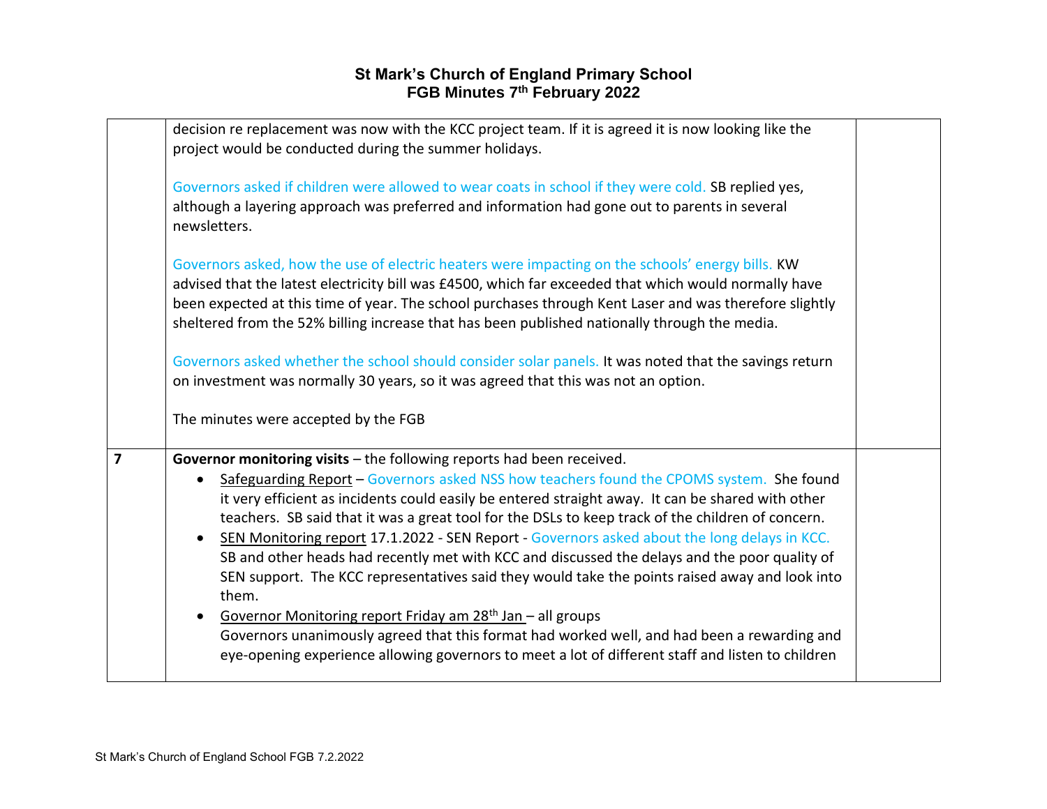| | | |
|---|---|---|
| | decision re replacement was now with the KCC project team. If it is agreed it is now looking like the project would be conducted during the summer holidays.<br><br>Governors asked if children were allowed to wear coats in school if they were cold. SB replied yes, although a layering approach was preferred and information had gone out to parents in several newsletters.<br><br>Governors asked, how the use of electric heaters were impacting on the schools' energy bills. KW advised that the latest electricity bill was £4500, which far exceeded that which would normally have been expected at this time of year. The school purchases through Kent Laser and was therefore slightly sheltered from the 52% billing increase that has been published nationally through the media.<br><br>Governors asked whether the school should consider solar panels. It was noted that the savings return on investment was normally 30 years, so it was agreed that this was not an option.<br><br>The minutes were accepted by the FGB | |
| **7** | **Governor monitoring visits** – the following reports had been received.<br>• Safeguarding Report – Governors asked NSS how teachers found the CPOMS system. She found it very efficient as incidents could easily be entered straight away. It can be shared with other teachers. SB said that it was a great tool for the DSLs to keep track of the children of concern.<br>• SEN Monitoring report 17.1.2022 - SEN Report - Governors asked about the long delays in KCC. SB and other heads had recently met with KCC and discussed the delays and the poor quality of SEN support. The KCC representatives said they would take the points raised away and look into them.<br>• Governor Monitoring report Friday am 28th Jan – all groups<br>Governors unanimously agreed that this format had worked well, and had been a rewarding and eye-opening experience allowing governors to meet a lot of different staff and listen to children | |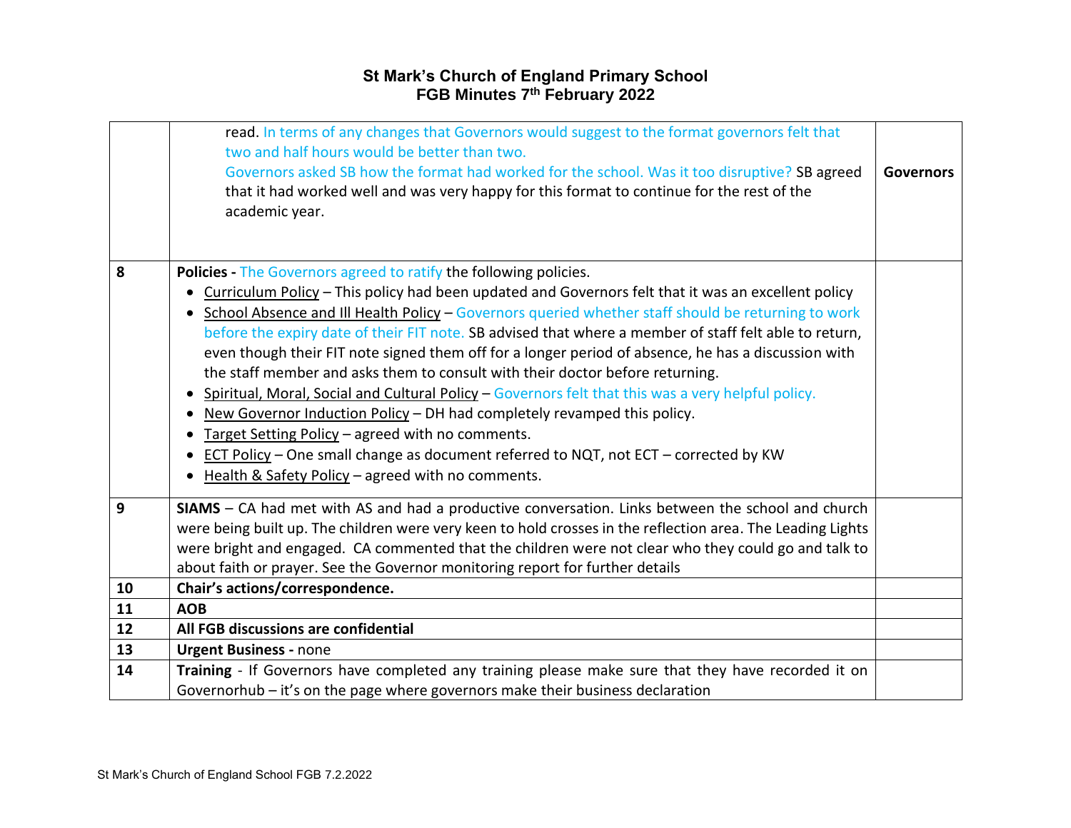| | | |
|---|---|---|
| | read. In terms of any changes that Governors would suggest to the format governors felt that two and half hours would be better than two. Governors asked SB how the format had worked for the school. Was it too disruptive? SB agreed that it had worked well and was very happy for this format to continue for the rest of the academic year. | **Governors** |
| **8** | **Policies -** The Governors agreed to ratify the following policies.<br>• Curriculum Policy – This policy had been updated and Governors felt that it was an excellent policy<br>• School Absence and Ill Health Policy – Governors queried whether staff should be returning to work before the expiry date of their FIT note. SB advised that where a member of staff felt able to return, even though their FIT note signed them off for a longer period of absence, he has a discussion with the staff member and asks them to consult with their doctor before returning.<br>• Spiritual, Moral, Social and Cultural Policy – Governors felt that this was a very helpful policy.<br>• New Governor Induction Policy – DH had completely revamped this policy.<br>• Target Setting Policy – agreed with no comments.<br>• ECT Policy – One small change as document referred to NQT, not ECT – corrected by KW<br>• Health & Safety Policy – agreed with no comments. | |
| **9** | **SIAMS** – CA had met with AS and had a productive conversation. Links between the school and church were being built up. The children were very keen to hold crosses in the reflection area. The Leading Lights were bright and engaged. CA commented that the children were not clear who they could go and talk to about faith or prayer. See the Governor monitoring report for further details | |
| **10** | **Chair's actions/correspondence.** | |
| **11** | **AOB** | |
| **12** | **All FGB discussions are confidential** | |
| **13** | **Urgent Business -** none | |
| **14** | **Training** - If Governors have completed any training please make sure that they have recorded it on Governorhub – it's on the page where governors make their business declaration | |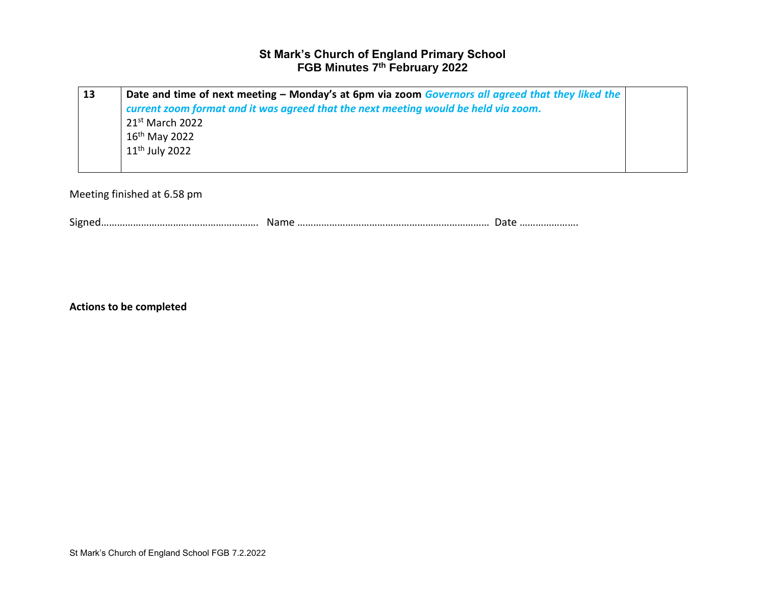# St Mark's Church of England Primary School
## FGB Minutes 7th February 2022

| 13 | **Date and time of next meeting – Monday's at 6pm via zoom** ***Governors all agreed that they liked the current zoom format and it was agreed that the next meeting would be held via zoom.***<br>21st March 2022<br>16th May 2022<br>11th July 2022 | |
|---|---|---|

Meeting finished at 6.58 pm

Signed………………………………..…………………. Name ……………………………………………………………… Date ………………….

**Actions to be completed**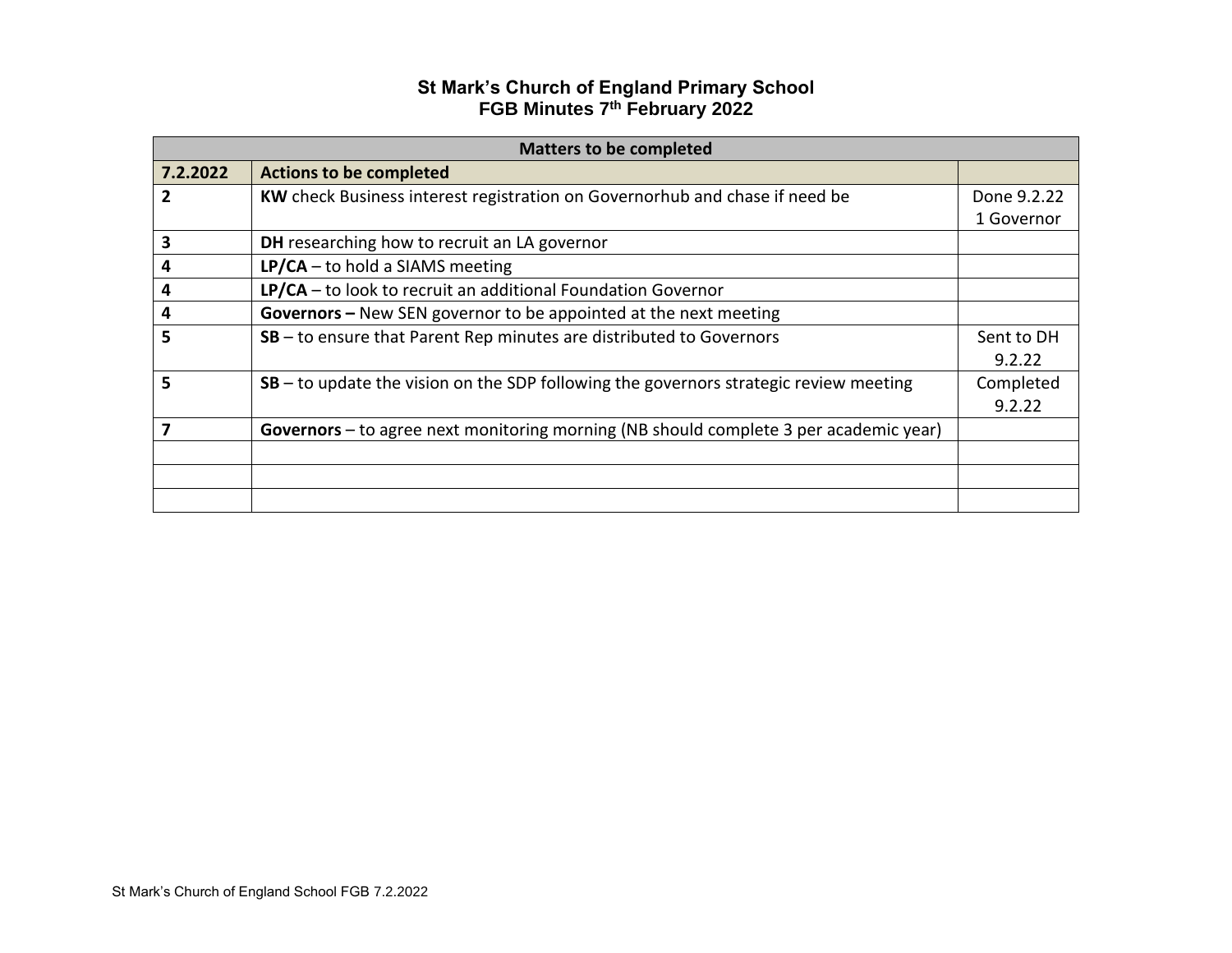# St Mark's Church of England Primary School
## FGB Minutes 7th February 2022

| Matters to be completed | | |
|---|---|---|
| **7.2.2022** | **Actions to be completed** | |
| **2** | **KW** check Business interest registration on Governorhub and chase if need be | Done 9.2.22 1 Governor |
| **3** | **DH** researching how to recruit an LA governor | |
| **4** | **LP/CA** – to hold a SIAMS meeting | |
| **4** | **LP/CA** – to look to recruit an additional Foundation Governor | |
| **4** | **Governors –** New SEN governor to be appointed at the next meeting | |
| **5** | **SB** – to ensure that Parent Rep minutes are distributed to Governors | Sent to DH 9.2.22 |
| **5** | **SB** – to update the vision on the SDP following the governors strategic review meeting | Completed 9.2.22 |
| **7** | **Governors** – to agree next monitoring morning (NB should complete 3 per academic year) | |
| | | |
| | | |
| | | |